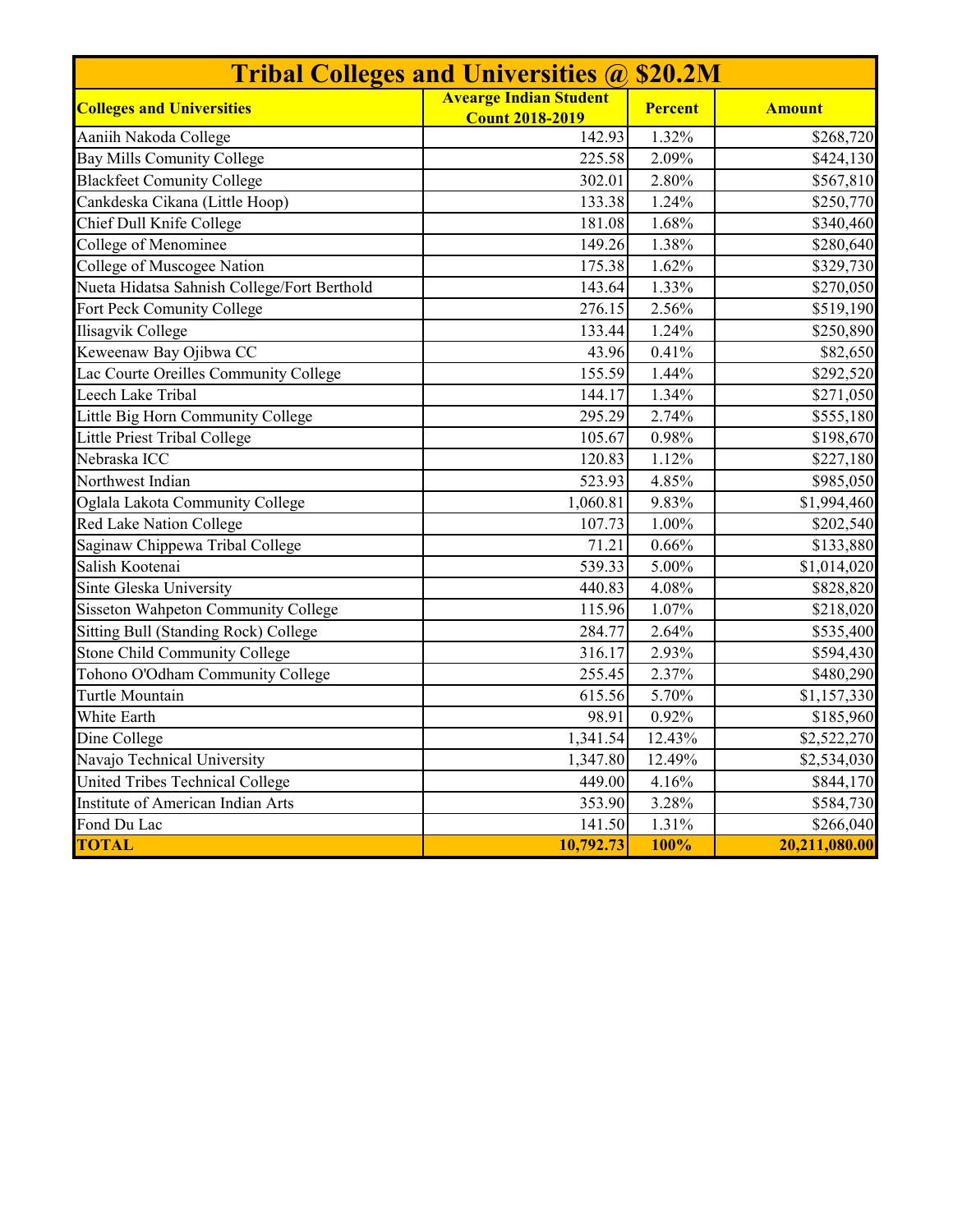| Tribal Colleges and Universities @ $20.2M | | | |
|---|---|---|---|
| **Colleges and Universities** | **Avearge Indian Student Count 2018-2019** | **Percent** | **Amount** |
| Aaniih Nakoda College | 142.93 | 1.32% | $268,720 |
| Bay Mills Comunity College | 225.58 | 2.09% | $424,130 |
| Blackfeet Comunity College | 302.01 | 2.80% | $567,810 |
| Cankdeska Cikana (Little Hoop) | 133.38 | 1.24% | $250,770 |
| Chief Dull Knife College | 181.08 | 1.68% | $340,460 |
| College of Menominee | 149.26 | 1.38% | $280,640 |
| College of Muscogee Nation | 175.38 | 1.62% | $329,730 |
| Nueta Hidatsa Sahnish College/Fort Berthold | 143.64 | 1.33% | $270,050 |
| Fort Peck Comunity College | 276.15 | 2.56% | $519,190 |
| Ilisagvik College | 133.44 | 1.24% | $250,890 |
| Keweenaw Bay Ojibwa CC | 43.96 | 0.41% | $82,650 |
| Lac Courte Oreilles Community College | 155.59 | 1.44% | $292,520 |
| Leech Lake Tribal | 144.17 | 1.34% | $271,050 |
| Little Big Horn Community College | 295.29 | 2.74% | $555,180 |
| Little Priest Tribal College | 105.67 | 0.98% | $198,670 |
| Nebraska ICC | 120.83 | 1.12% | $227,180 |
| Northwest Indian | 523.93 | 4.85% | $985,050 |
| Oglala Lakota Community College | 1,060.81 | 9.83% | $1,994,460 |
| Red Lake Nation College | 107.73 | 1.00% | $202,540 |
| Saginaw Chippewa Tribal College | 71.21 | 0.66% | $133,880 |
| Salish Kootenai | 539.33 | 5.00% | $1,014,020 |
| Sinte Gleska University | 440.83 | 4.08% | $828,820 |
| Sisseton Wahpeton Community College | 115.96 | 1.07% | $218,020 |
| Sitting Bull (Standing Rock) College | 284.77 | 2.64% | $535,400 |
| Stone Child Community College | 316.17 | 2.93% | $594,430 |
| Tohono O'Odham Community College | 255.45 | 2.37% | $480,290 |
| Turtle Mountain | 615.56 | 5.70% | $1,157,330 |
| White Earth | 98.91 | 0.92% | $185,960 |
| Dine College | 1,341.54 | 12.43% | $2,522,270 |
| Navajo Technical University | 1,347.80 | 12.49% | $2,534,030 |
| United Tribes Technical College | 449.00 | 4.16% | $844,170 |
| Institute of American Indian Arts | 353.90 | 3.28% | $584,730 |
| Fond Du Lac | 141.50 | 1.31% | $266,040 |
| **TOTAL** | **10,792.73** | **100%** | **20,211,080.00** |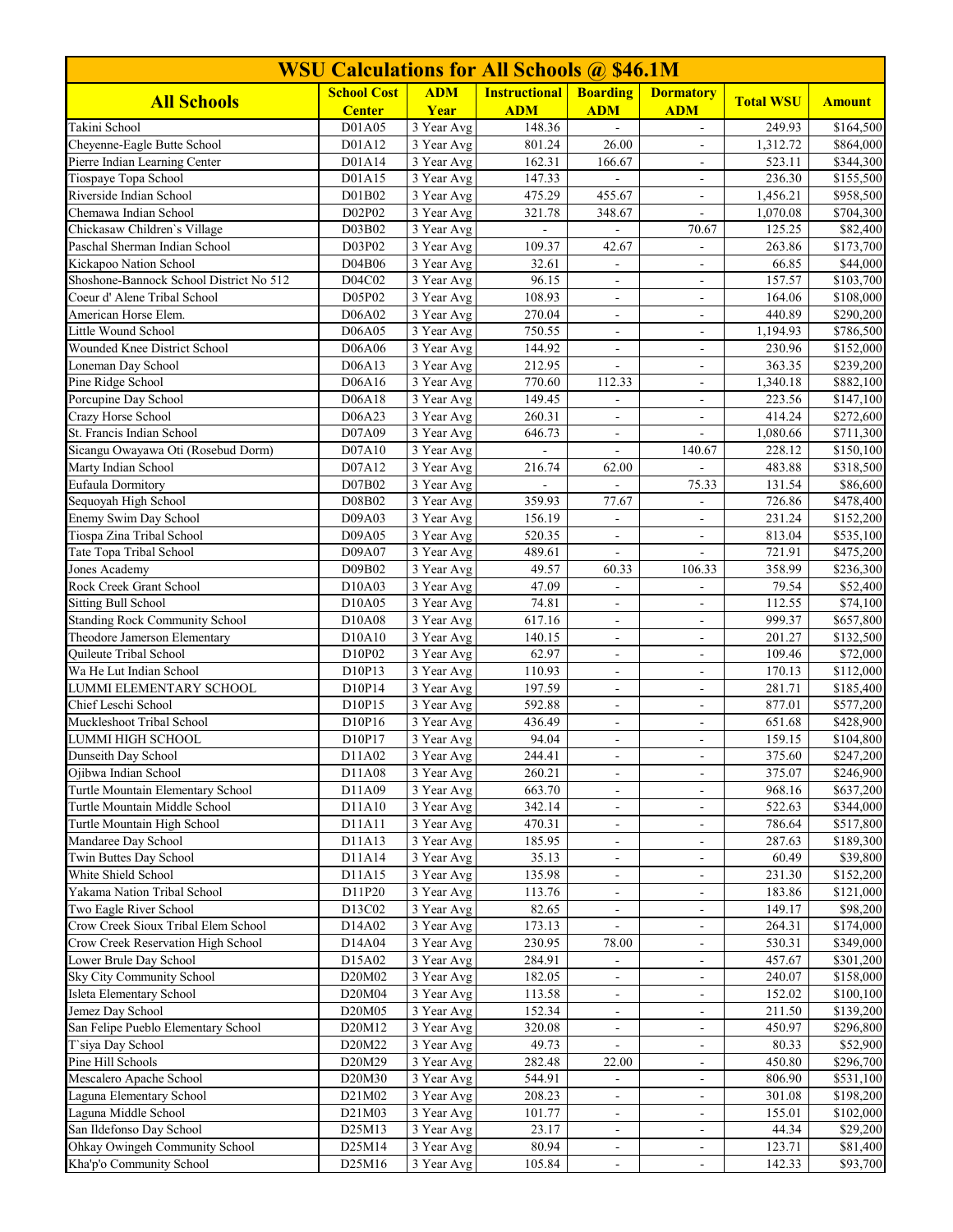| WSU Calculations for All Schools @ $46.1M | | | | | | | |
|---|---|---|---|---|---|---|---|
| **All Schools** | **School Cost Center** | **ADM Year** | **Instructional ADM** | **Boarding ADM** | **Dormatory ADM** | **Total WSU** | **Amount** |
| Takini School | D01A05 | 3 Year Avg | 148.36 | - | - | 249.93 | $164,500 |
| Cheyenne-Eagle Butte School | D01A12 | 3 Year Avg | 801.24 | 26.00 | - | 1,312.72 | $864,000 |
| Pierre Indian Learning Center | D01A14 | 3 Year Avg | 162.31 | 166.67 | - | 523.11 | $344,300 |
| Tiospaye Topa School | D01A15 | 3 Year Avg | 147.33 | - | - | 236.30 | $155,500 |
| Riverside Indian School | D01B02 | 3 Year Avg | 475.29 | 455.67 | - | 1,456.21 | $958,500 |
| Chemawa Indian School | D02P02 | 3 Year Avg | 321.78 | 348.67 | - | 1,070.08 | $704,300 |
| Chickasaw Children`s Village | D03B02 | 3 Year Avg | - | - | 70.67 | 125.25 | $82,400 |
| Paschal Sherman Indian School | D03P02 | 3 Year Avg | 109.37 | 42.67 | - | 263.86 | $173,700 |
| Kickapoo Nation School | D04B06 | 3 Year Avg | 32.61 | - | - | 66.85 | $44,000 |
| Shoshone-Bannock School District No 512 | D04C02 | 3 Year Avg | 96.15 | - | - | 157.57 | $103,700 |
| Coeur d' Alene Tribal School | D05P02 | 3 Year Avg | 108.93 | - | - | 164.06 | $108,000 |
| American Horse Elem. | D06A02 | 3 Year Avg | 270.04 | - | - | 440.89 | $290,200 |
| Little Wound School | D06A05 | 3 Year Avg | 750.55 | - | - | 1,194.93 | $786,500 |
| Wounded Knee District School | D06A06 | 3 Year Avg | 144.92 | - | - | 230.96 | $152,000 |
| Loneman Day School | D06A13 | 3 Year Avg | 212.95 | - | - | 363.35 | $239,200 |
| Pine Ridge School | D06A16 | 3 Year Avg | 770.60 | 112.33 | - | 1,340.18 | $882,100 |
| Porcupine Day School | D06A18 | 3 Year Avg | 149.45 | - | - | 223.56 | $147,100 |
| Crazy Horse School | D06A23 | 3 Year Avg | 260.31 | - | - | 414.24 | $272,600 |
| St. Francis Indian School | D07A09 | 3 Year Avg | 646.73 | - | - | 1,080.66 | $711,300 |
| Sicangu Owayawa Oti (Rosebud Dorm) | D07A10 | 3 Year Avg | - | - | 140.67 | 228.12 | $150,100 |
| Marty Indian School | D07A12 | 3 Year Avg | 216.74 | 62.00 | - | 483.88 | $318,500 |
| Eufaula Dormitory | D07B02 | 3 Year Avg | - | - | 75.33 | 131.54 | $86,600 |
| Sequoyah High School | D08B02 | 3 Year Avg | 359.93 | 77.67 | - | 726.86 | $478,400 |
| Enemy Swim Day School | D09A03 | 3 Year Avg | 156.19 | - | - | 231.24 | $152,200 |
| Tiospa Zina Tribal School | D09A05 | 3 Year Avg | 520.35 | - | - | 813.04 | $535,100 |
| Tate Topa Tribal School | D09A07 | 3 Year Avg | 489.61 | - | - | 721.91 | $475,200 |
| Jones Academy | D09B02 | 3 Year Avg | 49.57 | 60.33 | 106.33 | 358.99 | $236,300 |
| Rock Creek Grant School | D10A03 | 3 Year Avg | 47.09 | - | - | 79.54 | $52,400 |
| Sitting Bull School | D10A05 | 3 Year Avg | 74.81 | - | - | 112.55 | $74,100 |
| Standing Rock Community School | D10A08 | 3 Year Avg | 617.16 | - | - | 999.37 | $657,800 |
| Theodore Jamerson Elementary | D10A10 | 3 Year Avg | 140.15 | - | - | 201.27 | $132,500 |
| Quileute Tribal School | D10P02 | 3 Year Avg | 62.97 | - | - | 109.46 | $72,000 |
| Wa He Lut Indian School | D10P13 | 3 Year Avg | 110.93 | - | - | 170.13 | $112,000 |
| LUMMI ELEMENTARY SCHOOL | D10P14 | 3 Year Avg | 197.59 | - | - | 281.71 | $185,400 |
| Chief Leschi School | D10P15 | 3 Year Avg | 592.88 | - | - | 877.01 | $577,200 |
| Muckleshoot Tribal School | D10P16 | 3 Year Avg | 436.49 | - | - | 651.68 | $428,900 |
| LUMMI HIGH SCHOOL | D10P17 | 3 Year Avg | 94.04 | - | - | 159.15 | $104,800 |
| Dunseith Day School | D11A02 | 3 Year Avg | 244.41 | - | - | 375.60 | $247,200 |
| Ojibwa Indian School | D11A08 | 3 Year Avg | 260.21 | - | - | 375.07 | $246,900 |
| Turtle Mountain Elementary School | D11A09 | 3 Year Avg | 663.70 | - | - | 968.16 | $637,200 |
| Turtle Mountain Middle School | D11A10 | 3 Year Avg | 342.14 | - | - | 522.63 | $344,000 |
| Turtle Mountain High School | D11A11 | 3 Year Avg | 470.31 | - | - | 786.64 | $517,800 |
| Mandaree Day School | D11A13 | 3 Year Avg | 185.95 | - | - | 287.63 | $189,300 |
| Twin Buttes Day School | D11A14 | 3 Year Avg | 35.13 | - | - | 60.49 | $39,800 |
| White Shield School | D11A15 | 3 Year Avg | 135.98 | - | - | 231.30 | $152,200 |
| Yakama Nation Tribal School | D11P20 | 3 Year Avg | 113.76 | - | - | 183.86 | $121,000 |
| Two Eagle River School | D13C02 | 3 Year Avg | 82.65 | - | - | 149.17 | $98,200 |
| Crow Creek Sioux Tribal Elem School | D14A02 | 3 Year Avg | 173.13 | - | - | 264.31 | $174,000 |
| Crow Creek Reservation High School | D14A04 | 3 Year Avg | 230.95 | 78.00 | - | 530.31 | $349,000 |
| Lower Brule Day School | D15A02 | 3 Year Avg | 284.91 | - | - | 457.67 | $301,200 |
| Sky City Community School | D20M02 | 3 Year Avg | 182.05 | - | - | 240.07 | $158,000 |
| Isleta Elementary School | D20M04 | 3 Year Avg | 113.58 | - | - | 152.02 | $100,100 |
| Jemez Day School | D20M05 | 3 Year Avg | 152.34 | - | - | 211.50 | $139,200 |
| San Felipe Pueblo Elementary School | D20M12 | 3 Year Avg | 320.08 | - | - | 450.97 | $296,800 |
| T`siya Day School | D20M22 | 3 Year Avg | 49.73 | - | - | 80.33 | $52,900 |
| Pine Hill Schools | D20M29 | 3 Year Avg | 282.48 | 22.00 | - | 450.80 | $296,700 |
| Mescalero Apache School | D20M30 | 3 Year Avg | 544.91 | - | - | 806.90 | $531,100 |
| Laguna Elementary School | D21M02 | 3 Year Avg | 208.23 | - | - | 301.08 | $198,200 |
| Laguna Middle School | D21M03 | 3 Year Avg | 101.77 | - | - | 155.01 | $102,000 |
| San Ildefonso Day School | D25M13 | 3 Year Avg | 23.17 | - | - | 44.34 | $29,200 |
| Ohkay Owingeh Community School | D25M14 | 3 Year Avg | 80.94 | - | - | 123.71 | $81,400 |
| Kha'p'o Community School | D25M16 | 3 Year Avg | 105.84 | - | - | 142.33 | $93,700 |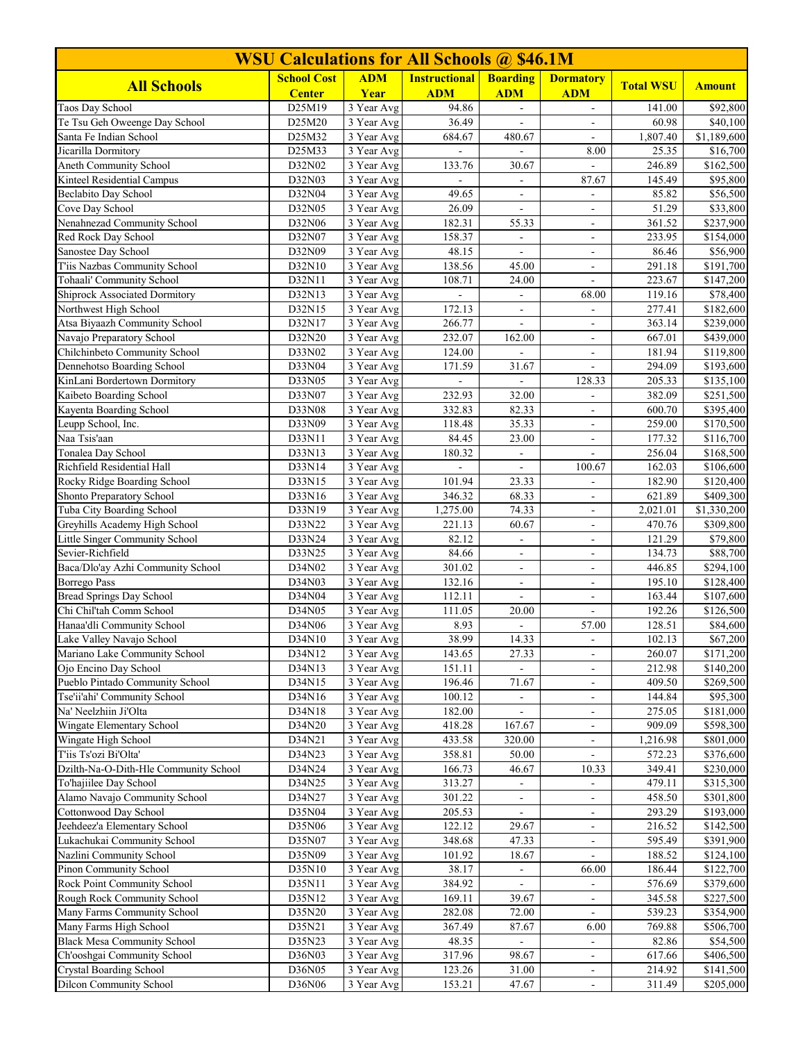| WSU Calculations for All Schools @ $46.1M | | | | | | | |
|---|---|---|---|---|---|---|---|
| **All Schools** | **School Cost Center** | **ADM Year** | **Instructional ADM** | **Boarding ADM** | **Dormatory ADM** | **Total WSU** | **Amount** |
| Taos Day School | D25M19 | 3 Year Avg | 94.86 | - | - | 141.00 | $92,800 |
| Te Tsu Geh Oweenge Day School | D25M20 | 3 Year Avg | 36.49 | - | - | 60.98 | $40,100 |
| Santa Fe Indian School | D25M32 | 3 Year Avg | 684.67 | 480.67 | - | 1,807.40 | $1,189,600 |
| Jicarilla Dormitory | D25M33 | 3 Year Avg | - | - | 8.00 | 25.35 | $16,700 |
| Aneth Community School | D32N02 | 3 Year Avg | 133.76 | 30.67 | - | 246.89 | $162,500 |
| Kinteel Residential Campus | D32N03 | 3 Year Avg | - | - | 87.67 | 145.49 | $95,800 |
| Beclabito Day School | D32N04 | 3 Year Avg | 49.65 | - | - | 85.82 | $56,500 |
| Cove Day School | D32N05 | 3 Year Avg | 26.09 | - | - | 51.29 | $33,800 |
| Nenahnezad Community School | D32N06 | 3 Year Avg | 182.31 | 55.33 | - | 361.52 | $237,900 |
| Red Rock Day School | D32N07 | 3 Year Avg | 158.37 | - | - | 233.95 | $154,000 |
| Sanostee Day School | D32N09 | 3 Year Avg | 48.15 | - | - | 86.46 | $56,900 |
| T'iis Nazbas Community School | D32N10 | 3 Year Avg | 138.56 | 45.00 | - | 291.18 | $191,700 |
| Tohaali' Community School | D32N11 | 3 Year Avg | 108.71 | 24.00 | - | 223.67 | $147,200 |
| Shiprock Associated Dormitory | D32N13 | 3 Year Avg | - | - | 68.00 | 119.16 | $78,400 |
| Northwest High School | D32N15 | 3 Year Avg | 172.13 | - | - | 277.41 | $182,600 |
| Atsa Biyaazh Community School | D32N17 | 3 Year Avg | 266.77 | - | - | 363.14 | $239,000 |
| Navajo Preparatory School | D32N20 | 3 Year Avg | 232.07 | 162.00 | - | 667.01 | $439,000 |
| Chilchinbeto Community School | D33N02 | 3 Year Avg | 124.00 | - | - | 181.94 | $119,800 |
| Dennehotso Boarding School | D33N04 | 3 Year Avg | 171.59 | 31.67 | - | 294.09 | $193,600 |
| KinLani Bordertown Dormitory | D33N05 | 3 Year Avg | - | - | 128.33 | 205.33 | $135,100 |
| Kaibeto Boarding School | D33N07 | 3 Year Avg | 232.93 | 32.00 | - | 382.09 | $251,500 |
| Kayenta Boarding School | D33N08 | 3 Year Avg | 332.83 | 82.33 | - | 600.70 | $395,400 |
| Leupp School, Inc. | D33N09 | 3 Year Avg | 118.48 | 35.33 | - | 259.00 | $170,500 |
| Naa Tsis'aan | D33N11 | 3 Year Avg | 84.45 | 23.00 | - | 177.32 | $116,700 |
| Tonalea Day School | D33N13 | 3 Year Avg | 180.32 | - | - | 256.04 | $168,500 |
| Richfield Residential Hall | D33N14 | 3 Year Avg | - | - | 100.67 | 162.03 | $106,600 |
| Rocky Ridge Boarding School | D33N15 | 3 Year Avg | 101.94 | 23.33 | - | 182.90 | $120,400 |
| Shonto Preparatory School | D33N16 | 3 Year Avg | 346.32 | 68.33 | - | 621.89 | $409,300 |
| Tuba City Boarding School | D33N19 | 3 Year Avg | 1,275.00 | 74.33 | - | 2,021.01 | $1,330,200 |
| Greyhills Academy High School | D33N22 | 3 Year Avg | 221.13 | 60.67 | - | 470.76 | $309,800 |
| Little Singer Community School | D33N24 | 3 Year Avg | 82.12 | - | - | 121.29 | $79,800 |
| Sevier-Richfield | D33N25 | 3 Year Avg | 84.66 | - | - | 134.73 | $88,700 |
| Baca/Dlo'ay Azhi Community School | D34N02 | 3 Year Avg | 301.02 | - | - | 446.85 | $294,100 |
| Borrego Pass | D34N03 | 3 Year Avg | 132.16 | - | - | 195.10 | $128,400 |
| Bread Springs Day School | D34N04 | 3 Year Avg | 112.11 | - | - | 163.44 | $107,600 |
| Chi Chil'tah Comm School | D34N05 | 3 Year Avg | 111.05 | 20.00 | - | 192.26 | $126,500 |
| Hanaa'dli Community School | D34N06 | 3 Year Avg | 8.93 | - | 57.00 | 128.51 | $84,600 |
| Lake Valley Navajo School | D34N10 | 3 Year Avg | 38.99 | 14.33 | - | 102.13 | $67,200 |
| Mariano Lake Community School | D34N12 | 3 Year Avg | 143.65 | 27.33 | - | 260.07 | $171,200 |
| Ojo Encino Day School | D34N13 | 3 Year Avg | 151.11 | - | - | 212.98 | $140,200 |
| Pueblo Pintado Community School | D34N15 | 3 Year Avg | 196.46 | 71.67 | - | 409.50 | $269,500 |
| Tse'ii'ahi' Community School | D34N16 | 3 Year Avg | 100.12 | - | - | 144.84 | $95,300 |
| Na' Neelzhiin Ji'Olta | D34N18 | 3 Year Avg | 182.00 | - | - | 275.05 | $181,000 |
| Wingate Elementary School | D34N20 | 3 Year Avg | 418.28 | 167.67 | - | 909.09 | $598,300 |
| Wingate High School | D34N21 | 3 Year Avg | 433.58 | 320.00 | - | 1,216.98 | $801,000 |
| T'iis Ts'ozi Bi'Olta' | D34N23 | 3 Year Avg | 358.81 | 50.00 | - | 572.23 | $376,600 |
| Dzilth-Na-O-Dith-Hle Community School | D34N24 | 3 Year Avg | 166.73 | 46.67 | 10.33 | 349.41 | $230,000 |
| To'hajiilee Day School | D34N25 | 3 Year Avg | 313.27 | - | - | 479.11 | $315,300 |
| Alamo Navajo Community School | D34N27 | 3 Year Avg | 301.22 | - | - | 458.50 | $301,800 |
| Cottonwood Day School | D35N04 | 3 Year Avg | 205.53 | - | - | 293.29 | $193,000 |
| Jeehdeez'a Elementary School | D35N06 | 3 Year Avg | 122.12 | 29.67 | - | 216.52 | $142,500 |
| Lukachukai Community School | D35N07 | 3 Year Avg | 348.68 | 47.33 | - | 595.49 | $391,900 |
| Nazlini Community School | D35N09 | 3 Year Avg | 101.92 | 18.67 | - | 188.52 | $124,100 |
| Pinon Community School | D35N10 | 3 Year Avg | 38.17 | - | 66.00 | 186.44 | $122,700 |
| Rock Point Community School | D35N11 | 3 Year Avg | 384.92 | - | - | 576.69 | $379,600 |
| Rough Rock Community School | D35N12 | 3 Year Avg | 169.11 | 39.67 | - | 345.58 | $227,500 |
| Many Farms Community School | D35N20 | 3 Year Avg | 282.08 | 72.00 | - | 539.23 | $354,900 |
| Many Farms High School | D35N21 | 3 Year Avg | 367.49 | 87.67 | 6.00 | 769.88 | $506,700 |
| Black Mesa Community School | D35N23 | 3 Year Avg | 48.35 | - | - | 82.86 | $54,500 |
| Ch'ooshgai Community School | D36N03 | 3 Year Avg | 317.96 | 98.67 | - | 617.66 | $406,500 |
| Crystal Boarding School | D36N05 | 3 Year Avg | 123.26 | 31.00 | - | 214.92 | $141,500 |
| Dilcon Community School | D36N06 | 3 Year Avg | 153.21 | 47.67 | - | 311.49 | $205,000 |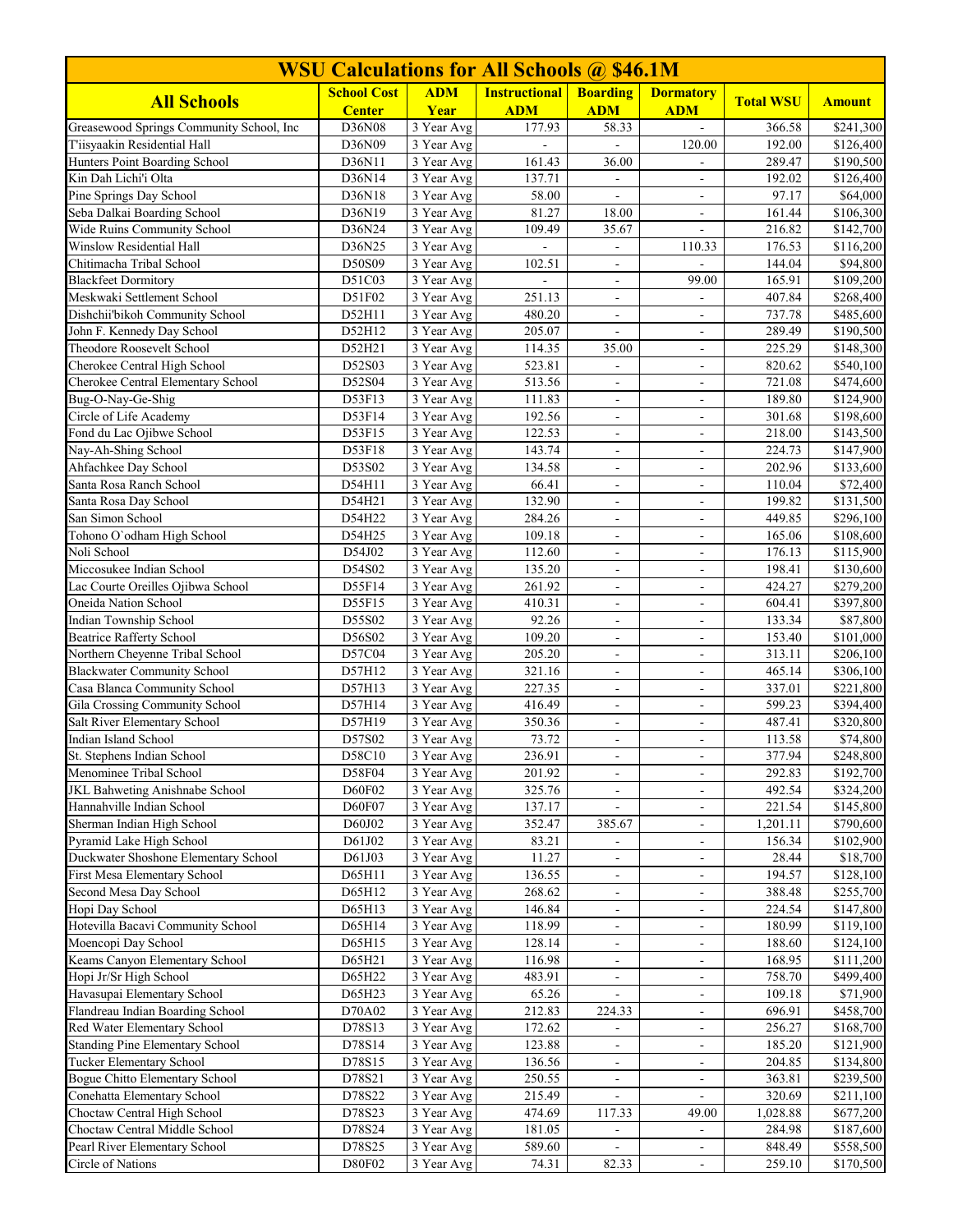| WSU Calculations for All Schools @ $46.1M | | | | | | | |
|---|---|---|---|---|---|---|---|
| **All Schools** | **School Cost Center** | **ADM Year** | **Instructional ADM** | **Boarding ADM** | **Dormatory ADM** | **Total WSU** | **Amount** |
| Greasewood Springs Community School, Inc | D36N08 | 3 Year Avg | 177.93 | 58.33 | - | 366.58 | $241,300 |
| T'iisyaakin Residential Hall | D36N09 | 3 Year Avg | - | - | 120.00 | 192.00 | $126,400 |
| Hunters Point Boarding School | D36N11 | 3 Year Avg | 161.43 | 36.00 | - | 289.47 | $190,500 |
| Kin Dah Lichi'i Olta | D36N14 | 3 Year Avg | 137.71 | - | - | 192.02 | $126,400 |
| Pine Springs Day School | D36N18 | 3 Year Avg | 58.00 | - | - | 97.17 | $64,000 |
| Seba Dalkai Boarding School | D36N19 | 3 Year Avg | 81.27 | 18.00 | - | 161.44 | $106,300 |
| Wide Ruins Community School | D36N24 | 3 Year Avg | 109.49 | 35.67 | - | 216.82 | $142,700 |
| Winslow Residential Hall | D36N25 | 3 Year Avg | - | - | 110.33 | 176.53 | $116,200 |
| Chitimacha Tribal School | D50S09 | 3 Year Avg | 102.51 | - | - | 144.04 | $94,800 |
| Blackfeet Dormitory | D51C03 | 3 Year Avg | - | - | 99.00 | 165.91 | $109,200 |
| Meskwaki Settlement School | D51F02 | 3 Year Avg | 251.13 | - | - | 407.84 | $268,400 |
| Dishchii'bikoh Community School | D52H11 | 3 Year Avg | 480.20 | - | - | 737.78 | $485,600 |
| John F. Kennedy Day School | D52H12 | 3 Year Avg | 205.07 | - | - | 289.49 | $190,500 |
| Theodore Roosevelt School | D52H21 | 3 Year Avg | 114.35 | 35.00 | - | 225.29 | $148,300 |
| Cherokee Central High School | D52S03 | 3 Year Avg | 523.81 | - | - | 820.62 | $540,100 |
| Cherokee Central Elementary School | D52S04 | 3 Year Avg | 513.56 | - | - | 721.08 | $474,600 |
| Bug-O-Nay-Ge-Shig | D53F13 | 3 Year Avg | 111.83 | - | - | 189.80 | $124,900 |
| Circle of Life Academy | D53F14 | 3 Year Avg | 192.56 | - | - | 301.68 | $198,600 |
| Fond du Lac Ojibwe School | D53F15 | 3 Year Avg | 122.53 | - | - | 218.00 | $143,500 |
| Nay-Ah-Shing School | D53F18 | 3 Year Avg | 143.74 | - | - | 224.73 | $147,900 |
| Ahfachkee Day School | D53S02 | 3 Year Avg | 134.58 | - | - | 202.96 | $133,600 |
| Santa Rosa Ranch School | D54H11 | 3 Year Avg | 66.41 | - | - | 110.04 | $72,400 |
| Santa Rosa Day School | D54H21 | 3 Year Avg | 132.90 | - | - | 199.82 | $131,500 |
| San Simon School | D54H22 | 3 Year Avg | 284.26 | - | - | 449.85 | $296,100 |
| Tohono O`odham High School | D54H25 | 3 Year Avg | 109.18 | - | - | 165.06 | $108,600 |
| Noli School | D54J02 | 3 Year Avg | 112.60 | - | - | 176.13 | $115,900 |
| Miccosukee Indian School | D54S02 | 3 Year Avg | 135.20 | - | - | 198.41 | $130,600 |
| Lac Courte Oreilles Ojibwa School | D55F14 | 3 Year Avg | 261.92 | - | - | 424.27 | $279,200 |
| Oneida Nation School | D55F15 | 3 Year Avg | 410.31 | - | - | 604.41 | $397,800 |
| Indian Township School | D55S02 | 3 Year Avg | 92.26 | - | - | 133.34 | $87,800 |
| Beatrice Rafferty School | D56S02 | 3 Year Avg | 109.20 | - | - | 153.40 | $101,000 |
| Northern Cheyenne Tribal School | D57C04 | 3 Year Avg | 205.20 | - | - | 313.11 | $206,100 |
| Blackwater Community School | D57H12 | 3 Year Avg | 321.16 | - | - | 465.14 | $306,100 |
| Casa Blanca Community School | D57H13 | 3 Year Avg | 227.35 | - | - | 337.01 | $221,800 |
| Gila Crossing Community School | D57H14 | 3 Year Avg | 416.49 | - | - | 599.23 | $394,400 |
| Salt River Elementary School | D57H19 | 3 Year Avg | 350.36 | - | - | 487.41 | $320,800 |
| Indian Island School | D57S02 | 3 Year Avg | 73.72 | - | - | 113.58 | $74,800 |
| St. Stephens Indian School | D58C10 | 3 Year Avg | 236.91 | - | - | 377.94 | $248,800 |
| Menominee Tribal School | D58F04 | 3 Year Avg | 201.92 | - | - | 292.83 | $192,700 |
| JKL Bahweting Anishnabe School | D60F02 | 3 Year Avg | 325.76 | - | - | 492.54 | $324,200 |
| Hannahville Indian School | D60F07 | 3 Year Avg | 137.17 | - | - | 221.54 | $145,800 |
| Sherman Indian High School | D60J02 | 3 Year Avg | 352.47 | 385.67 | - | 1,201.11 | $790,600 |
| Pyramid Lake High School | D61J02 | 3 Year Avg | 83.21 | - | - | 156.34 | $102,900 |
| Duckwater Shoshone Elementary School | D61J03 | 3 Year Avg | 11.27 | - | - | 28.44 | $18,700 |
| First Mesa Elementary School | D65H11 | 3 Year Avg | 136.55 | - | - | 194.57 | $128,100 |
| Second Mesa Day School | D65H12 | 3 Year Avg | 268.62 | - | - | 388.48 | $255,700 |
| Hopi Day School | D65H13 | 3 Year Avg | 146.84 | - | - | 224.54 | $147,800 |
| Hotevilla Bacavi Community School | D65H14 | 3 Year Avg | 118.99 | - | - | 180.99 | $119,100 |
| Moencopi Day School | D65H15 | 3 Year Avg | 128.14 | - | - | 188.60 | $124,100 |
| Keams Canyon Elementary School | D65H21 | 3 Year Avg | 116.98 | - | - | 168.95 | $111,200 |
| Hopi Jr/Sr High School | D65H22 | 3 Year Avg | 483.91 | - | - | 758.70 | $499,400 |
| Havasupai Elementary School | D65H23 | 3 Year Avg | 65.26 | - | - | 109.18 | $71,900 |
| Flandreau Indian Boarding School | D70A02 | 3 Year Avg | 212.83 | 224.33 | - | 696.91 | $458,700 |
| Red Water Elementary School | D78S13 | 3 Year Avg | 172.62 | - | - | 256.27 | $168,700 |
| Standing Pine Elementary School | D78S14 | 3 Year Avg | 123.88 | - | - | 185.20 | $121,900 |
| Tucker Elementary School | D78S15 | 3 Year Avg | 136.56 | - | - | 204.85 | $134,800 |
| Bogue Chitto Elementary School | D78S21 | 3 Year Avg | 250.55 | - | - | 363.81 | $239,500 |
| Conehatta Elementary School | D78S22 | 3 Year Avg | 215.49 | - | - | 320.69 | $211,100 |
| Choctaw Central High School | D78S23 | 3 Year Avg | 474.69 | 117.33 | 49.00 | 1,028.88 | $677,200 |
| Choctaw Central Middle School | D78S24 | 3 Year Avg | 181.05 | - | - | 284.98 | $187,600 |
| Pearl River Elementary School | D78S25 | 3 Year Avg | 589.60 | - | - | 848.49 | $558,500 |
| Circle of Nations | D80F02 | 3 Year Avg | 74.31 | 82.33 | - | 259.10 | $170,500 |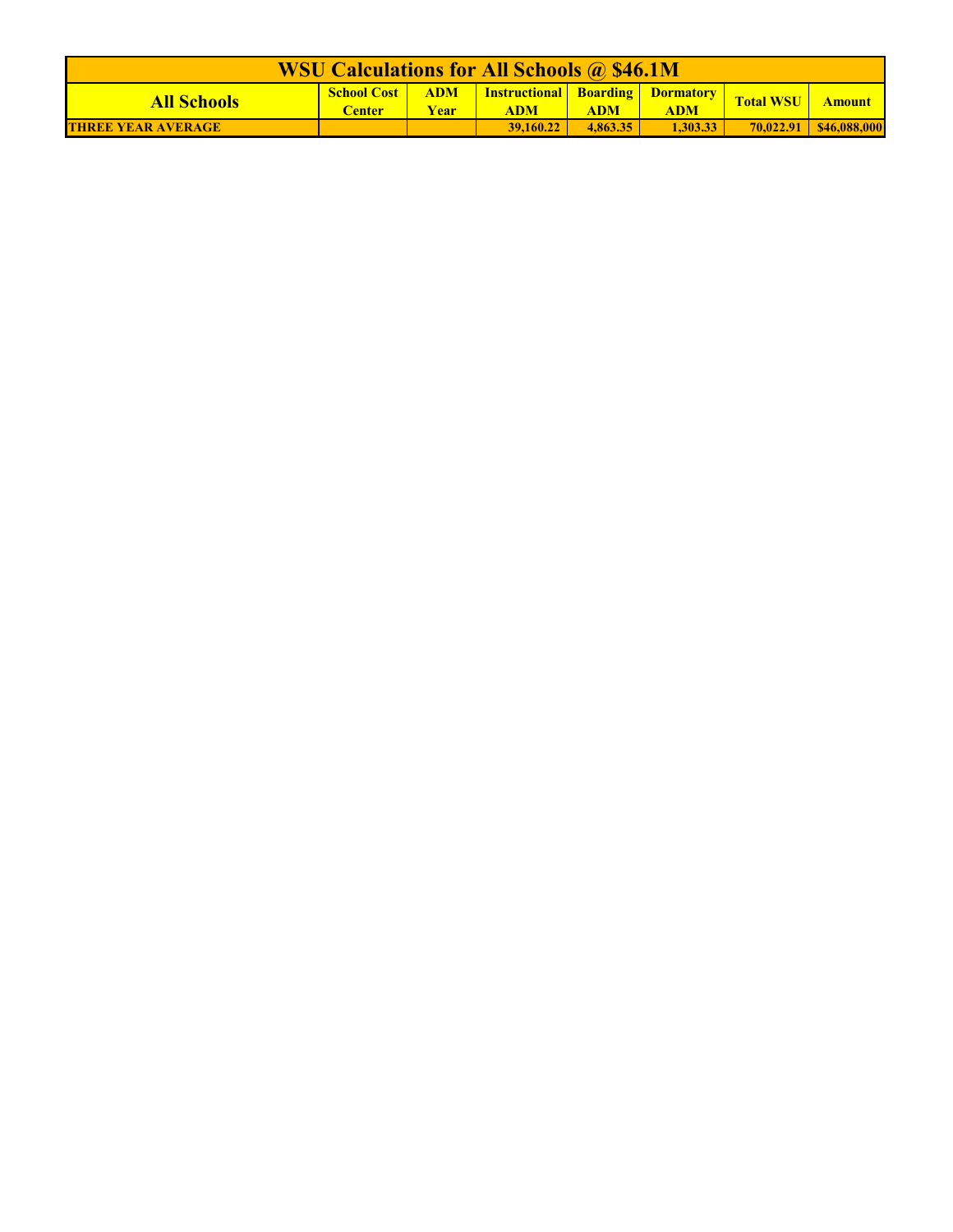| WSU Calculations for All Schools @ $46.1M | | | | | | | |
|---|---|---|---|---|---|---|---|
| All Schools | School Cost Center | ADM Year | Instructional ADM | Boarding ADM | Dormatory ADM | Total WSU | Amount |
| THREE YEAR AVERAGE | | | 39,160.22 | 4,863.35 | 1,303.33 | 70,022.91 | $46,088,000 |